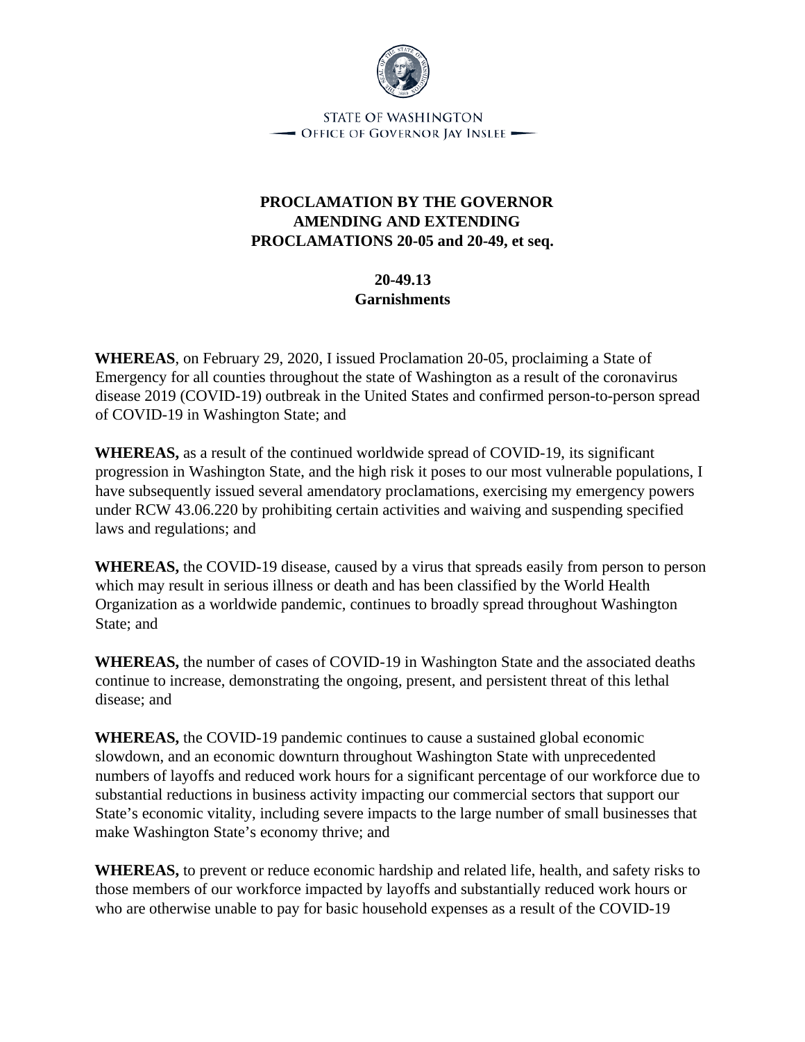STATE OF WASHINGTON
OFFICE OF GOVERNOR JAY INSLEE

# PROCLAMATION BY THE GOVERNOR AMENDING AND EXTENDING PROCLAMATIONS 20-05 and 20-49, et seq.

## 20-49.13
## Garnishments

**WHEREAS**, on February 29, 2020, I issued Proclamation 20-05, proclaiming a State of Emergency for all counties throughout the state of Washington as a result of the coronavirus disease 2019 (COVID-19) outbreak in the United States and confirmed person-to-person spread of COVID-19 in Washington State; and

**WHEREAS,** as a result of the continued worldwide spread of COVID-19, its significant progression in Washington State, and the high risk it poses to our most vulnerable populations, I have subsequently issued several amendatory proclamations, exercising my emergency powers under RCW 43.06.220 by prohibiting certain activities and waiving and suspending specified laws and regulations; and

**WHEREAS,** the COVID-19 disease, caused by a virus that spreads easily from person to person which may result in serious illness or death and has been classified by the World Health Organization as a worldwide pandemic, continues to broadly spread throughout Washington State; and

**WHEREAS,** the number of cases of COVID-19 in Washington State and the associated deaths continue to increase, demonstrating the ongoing, present, and persistent threat of this lethal disease; and

**WHEREAS,** the COVID-19 pandemic continues to cause a sustained global economic slowdown, and an economic downturn throughout Washington State with unprecedented numbers of layoffs and reduced work hours for a significant percentage of our workforce due to substantial reductions in business activity impacting our commercial sectors that support our State's economic vitality, including severe impacts to the large number of small businesses that make Washington State's economy thrive; and

**WHEREAS,** to prevent or reduce economic hardship and related life, health, and safety risks to those members of our workforce impacted by layoffs and substantially reduced work hours or who are otherwise unable to pay for basic household expenses as a result of the COVID-19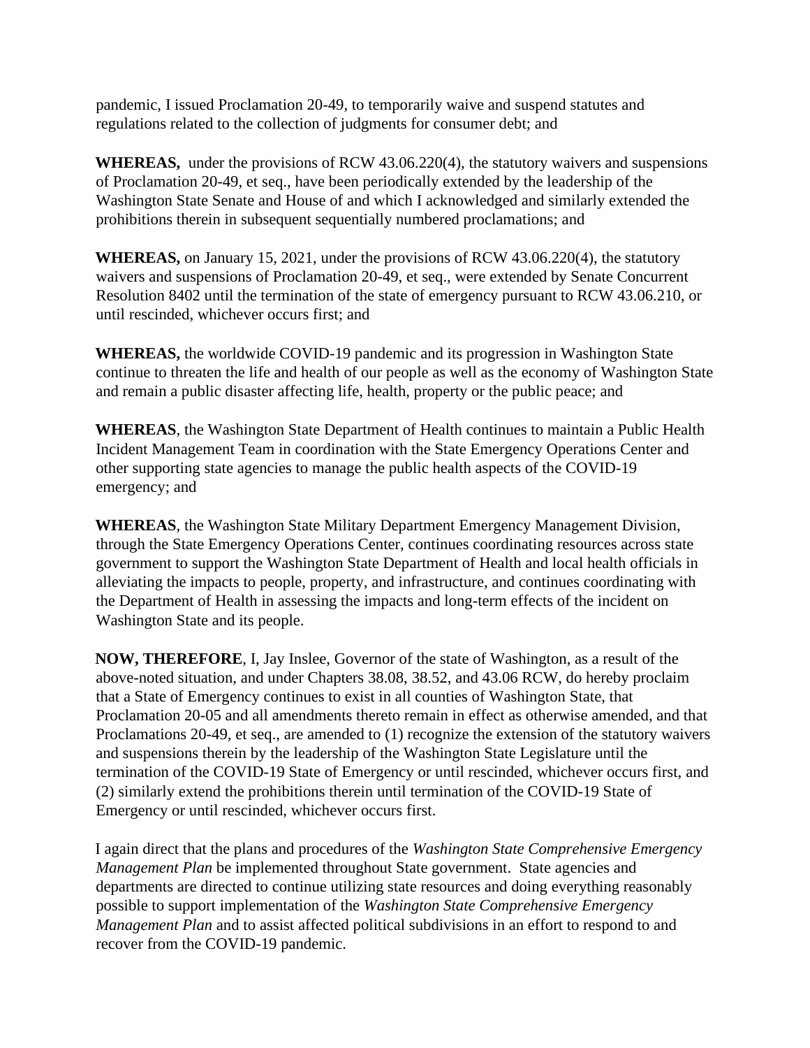pandemic, I issued Proclamation 20-49, to temporarily waive and suspend statutes and regulations related to the collection of judgments for consumer debt; and

**WHEREAS,** under the provisions of RCW 43.06.220(4), the statutory waivers and suspensions of Proclamation 20-49, et seq., have been periodically extended by the leadership of the Washington State Senate and House of and which I acknowledged and similarly extended the prohibitions therein in subsequent sequentially numbered proclamations; and

**WHEREAS,** on January 15, 2021, under the provisions of RCW 43.06.220(4), the statutory waivers and suspensions of Proclamation 20-49, et seq., were extended by Senate Concurrent Resolution 8402 until the termination of the state of emergency pursuant to RCW 43.06.210, or until rescinded, whichever occurs first; and

**WHEREAS,** the worldwide COVID-19 pandemic and its progression in Washington State continue to threaten the life and health of our people as well as the economy of Washington State and remain a public disaster affecting life, health, property or the public peace; and

**WHEREAS**, the Washington State Department of Health continues to maintain a Public Health Incident Management Team in coordination with the State Emergency Operations Center and other supporting state agencies to manage the public health aspects of the COVID-19 emergency; and

**WHEREAS**, the Washington State Military Department Emergency Management Division, through the State Emergency Operations Center, continues coordinating resources across state government to support the Washington State Department of Health and local health officials in alleviating the impacts to people, property, and infrastructure, and continues coordinating with the Department of Health in assessing the impacts and long-term effects of the incident on Washington State and its people.

**NOW, THEREFORE**, I, Jay Inslee, Governor of the state of Washington, as a result of the above-noted situation, and under Chapters 38.08, 38.52, and 43.06 RCW, do hereby proclaim that a State of Emergency continues to exist in all counties of Washington State, that Proclamation 20-05 and all amendments thereto remain in effect as otherwise amended, and that Proclamations 20-49, et seq., are amended to (1) recognize the extension of the statutory waivers and suspensions therein by the leadership of the Washington State Legislature until the termination of the COVID-19 State of Emergency or until rescinded, whichever occurs first, and (2) similarly extend the prohibitions therein until termination of the COVID-19 State of Emergency or until rescinded, whichever occurs first.

I again direct that the plans and procedures of the *Washington State Comprehensive Emergency Management Plan* be implemented throughout State government. State agencies and departments are directed to continue utilizing state resources and doing everything reasonably possible to support implementation of the *Washington State Comprehensive Emergency Management Plan* and to assist affected political subdivisions in an effort to respond to and recover from the COVID-19 pandemic.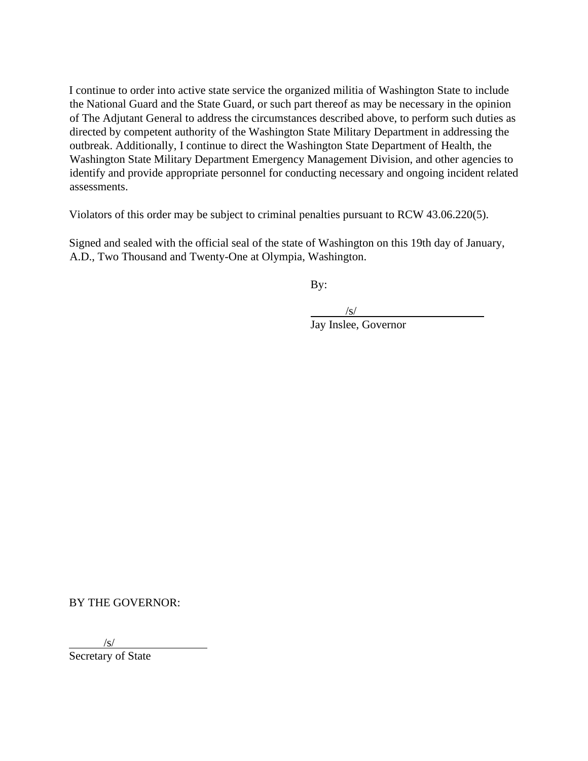I continue to order into active state service the organized militia of Washington State to include the National Guard and the State Guard, or such part thereof as may be necessary in the opinion of The Adjutant General to address the circumstances described above, to perform such duties as directed by competent authority of the Washington State Military Department in addressing the outbreak. Additionally, I continue to direct the Washington State Department of Health, the Washington State Military Department Emergency Management Division, and other agencies to identify and provide appropriate personnel for conducting necessary and ongoing incident related assessments.

Violators of this order may be subject to criminal penalties pursuant to RCW 43.06.220(5).

Signed and sealed with the official seal of the state of Washington on this 19th day of January, A.D., Two Thousand and Twenty-One at Olympia, Washington.

By:

/s/

Jay Inslee, Governor

BY THE GOVERNOR:

/s/

Secretary of State